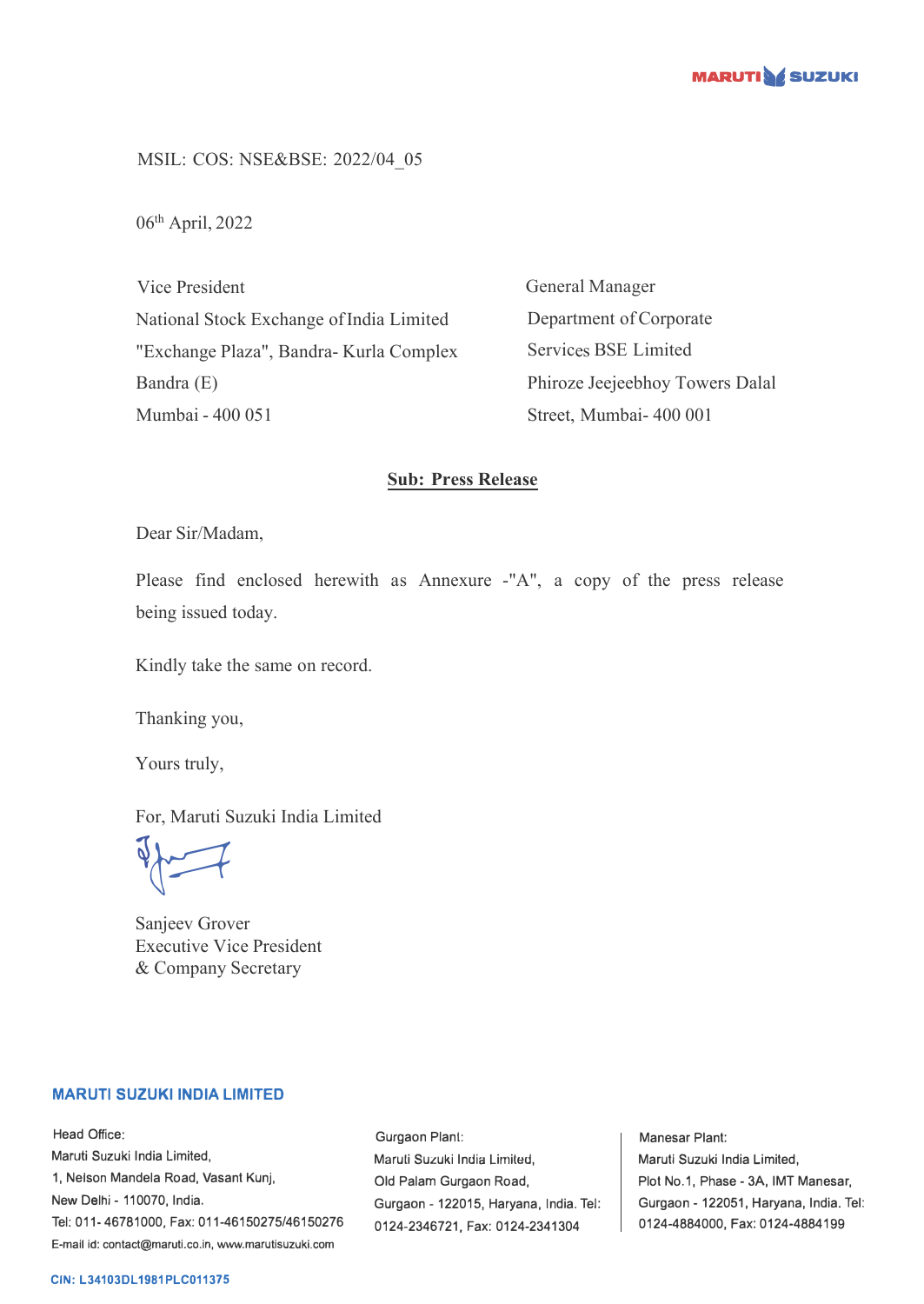MARUTI SUZUKI

MSIL: COS: NSE&BSE: 2022/04_05

06th April, 2022

Vice President
National Stock Exchange of India Limited
"Exchange Plaza", Bandra- Kurla Complex
Bandra (E)
Mumbai - 400 051

General Manager
Department of Corporate
Services BSE Limited
Phiroze Jeejeebhoy Towers Dalal
Street, Mumbai- 400 001

**Sub: Press Release**

Dear Sir/Madam,

Please find enclosed herewith as Annexure -"A", a copy of the press release being issued today.

Kindly take the same on record.

Thanking you,

Yours truly,

For, Maruti Suzuki India Limited

Sanjeev Grover
Executive Vice President
& Company Secretary

**MARUTI SUZUKI INDIA LIMITED**

Head Office:
Maruti Suzuki India Limited,
1, Nelson Mandela Road, Vasant Kunj,
New Delhi - 110070, India.
Tel: 011- 46781000, Fax: 011-46150275/46150276
E-mail id: contact@maruti.co.in, www.marutisuzuki.com

Gurgaon Plant:
Maruti Suzuki India Limited,
Old Palam Gurgaon Road,
Gurgaon - 122015, Haryana, India. Tel: 0124-2346721, Fax: 0124-2341304

Manesar Plant:
Maruti Suzuki India Limited,
Plot No.1, Phase - 3A, IMT Manesar,
Gurgaon - 122051, Haryana, India. Tel: 0124-4884000, Fax: 0124-4884199

CIN: L34103DL1981PLC011375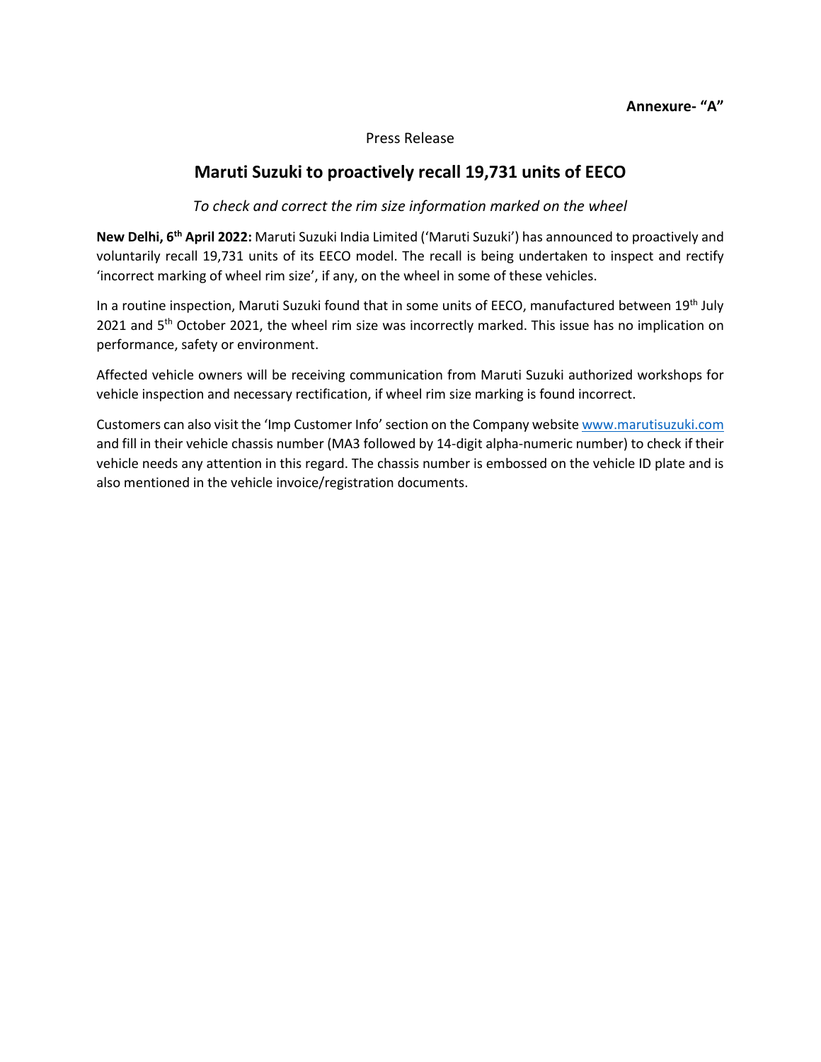**Annexure- "A"**

Press Release

# Maruti Suzuki to proactively recall 19,731 units of EECO

*To check and correct the rim size information marked on the wheel*

**New Delhi, 6th April 2022:** Maruti Suzuki India Limited ('Maruti Suzuki') has announced to proactively and voluntarily recall 19,731 units of its EECO model. The recall is being undertaken to inspect and rectify 'incorrect marking of wheel rim size', if any, on the wheel in some of these vehicles.

In a routine inspection, Maruti Suzuki found that in some units of EECO, manufactured between 19th July 2021 and 5th October 2021, the wheel rim size was incorrectly marked. This issue has no implication on performance, safety or environment.

Affected vehicle owners will be receiving communication from Maruti Suzuki authorized workshops for vehicle inspection and necessary rectification, if wheel rim size marking is found incorrect.

Customers can also visit the 'Imp Customer Info' section on the Company website [www.marutisuzuki.com](http://www.marutisuzuki.com) and fill in their vehicle chassis number (MA3 followed by 14-digit alpha-numeric number) to check if their vehicle needs any attention in this regard. The chassis number is embossed on the vehicle ID plate and is also mentioned in the vehicle invoice/registration documents.